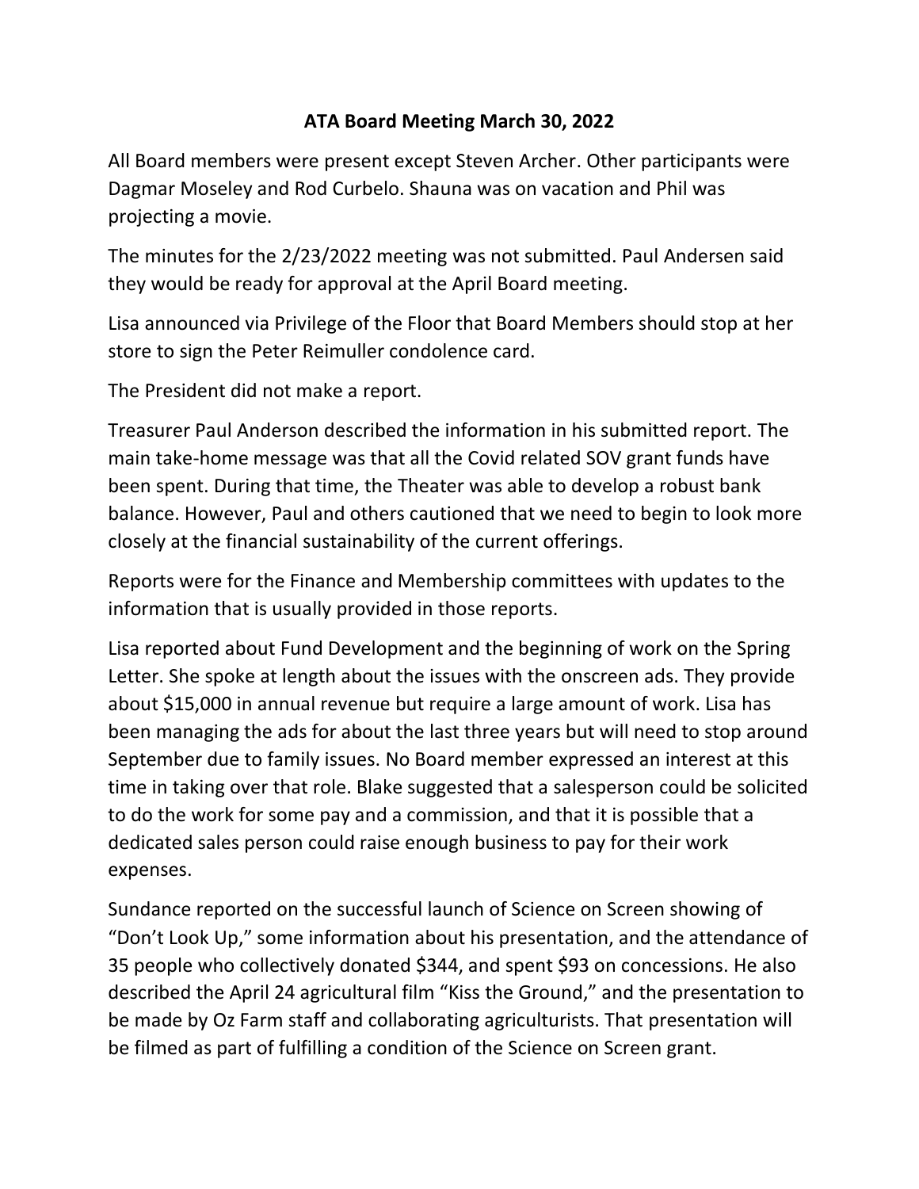# ATA Board Meeting March 30, 2022

All Board members were present except Steven Archer. Other participants were Dagmar Moseley and Rod Curbelo. Shauna was on vacation and Phil was projecting a movie.

The minutes for the 2/23/2022 meeting was not submitted. Paul Andersen said they would be ready for approval at the April Board meeting.

Lisa announced via Privilege of the Floor that Board Members should stop at her store to sign the Peter Reimuller condolence card.

The President did not make a report.

Treasurer Paul Anderson described the information in his submitted report. The main take-home message was that all the Covid related SOV grant funds have been spent. During that time, the Theater was able to develop a robust bank balance. However, Paul and others cautioned that we need to begin to look more closely at the financial sustainability of the current offerings.

Reports were for the Finance and Membership committees with updates to the information that is usually provided in those reports.

Lisa reported about Fund Development and the beginning of work on the Spring Letter. She spoke at length about the issues with the onscreen ads. They provide about $15,000 in annual revenue but require a large amount of work. Lisa has been managing the ads for about the last three years but will need to stop around September due to family issues. No Board member expressed an interest at this time in taking over that role. Blake suggested that a salesperson could be solicited to do the work for some pay and a commission, and that it is possible that a dedicated sales person could raise enough business to pay for their work expenses.

Sundance reported on the successful launch of Science on Screen showing of "Don't Look Up," some information about his presentation, and the attendance of 35 people who collectively donated $344, and spent $93 on concessions. He also described the April 24 agricultural film "Kiss the Ground," and the presentation to be made by Oz Farm staff and collaborating agriculturists. That presentation will be filmed as part of fulfilling a condition of the Science on Screen grant.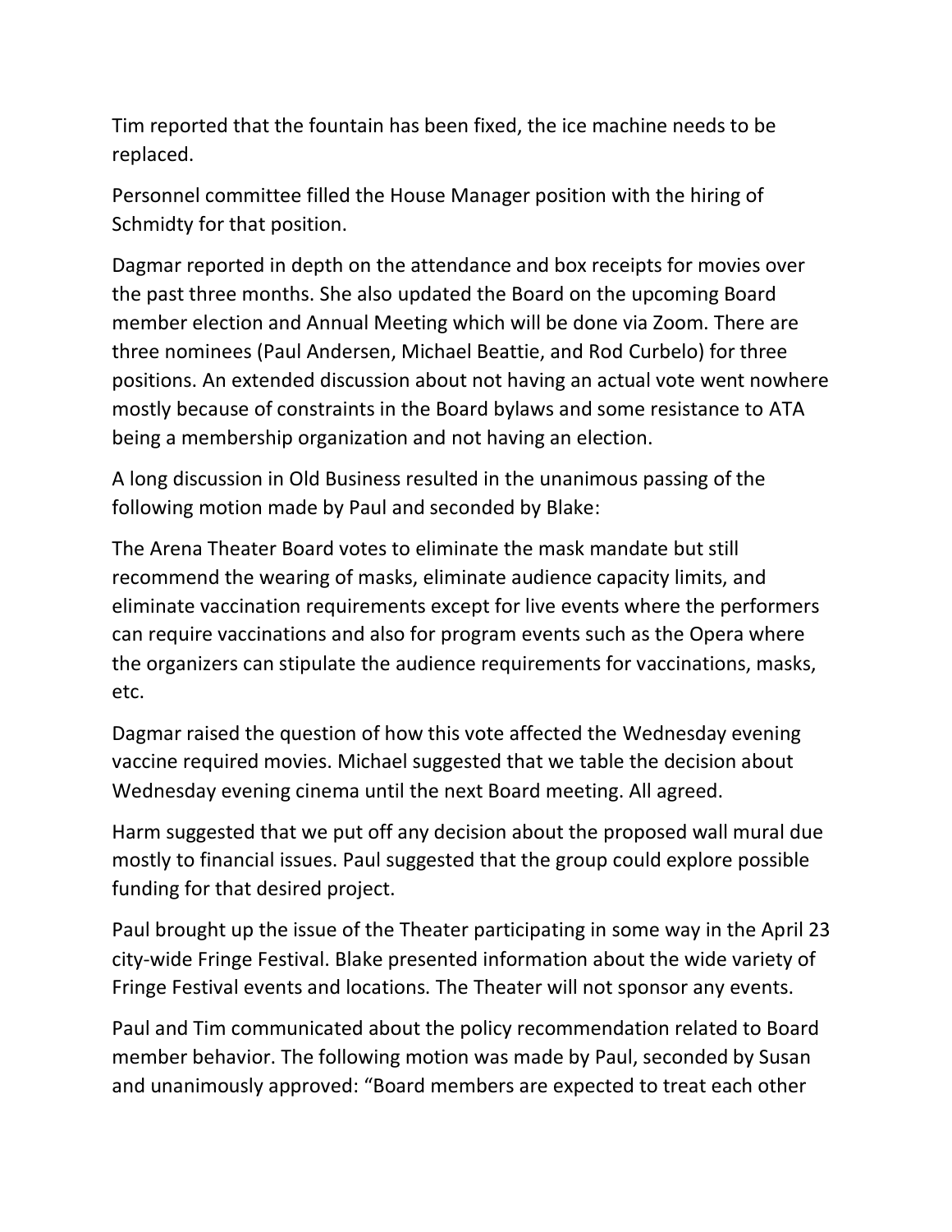Tim reported that the fountain has been fixed, the ice machine needs to be replaced.

Personnel committee filled the House Manager position with the hiring of Schmidty for that position.

Dagmar reported in depth on the attendance and box receipts for movies over the past three months. She also updated the Board on the upcoming Board member election and Annual Meeting which will be done via Zoom. There are three nominees (Paul Andersen, Michael Beattie, and Rod Curbelo) for three positions. An extended discussion about not having an actual vote went nowhere mostly because of constraints in the Board bylaws and some resistance to ATA being a membership organization and not having an election.

A long discussion in Old Business resulted in the unanimous passing of the following motion made by Paul and seconded by Blake:

The Arena Theater Board votes to eliminate the mask mandate but still recommend the wearing of masks, eliminate audience capacity limits, and eliminate vaccination requirements except for live events where the performers can require vaccinations and also for program events such as the Opera where the organizers can stipulate the audience requirements for vaccinations, masks, etc.

Dagmar raised the question of how this vote affected the Wednesday evening vaccine required movies. Michael suggested that we table the decision about Wednesday evening cinema until the next Board meeting. All agreed.

Harm suggested that we put off any decision about the proposed wall mural due mostly to financial issues. Paul suggested that the group could explore possible funding for that desired project.

Paul brought up the issue of the Theater participating in some way in the April 23 city-wide Fringe Festival. Blake presented information about the wide variety of Fringe Festival events and locations. The Theater will not sponsor any events.

Paul and Tim communicated about the policy recommendation related to Board member behavior. The following motion was made by Paul, seconded by Susan and unanimously approved: "Board members are expected to treat each other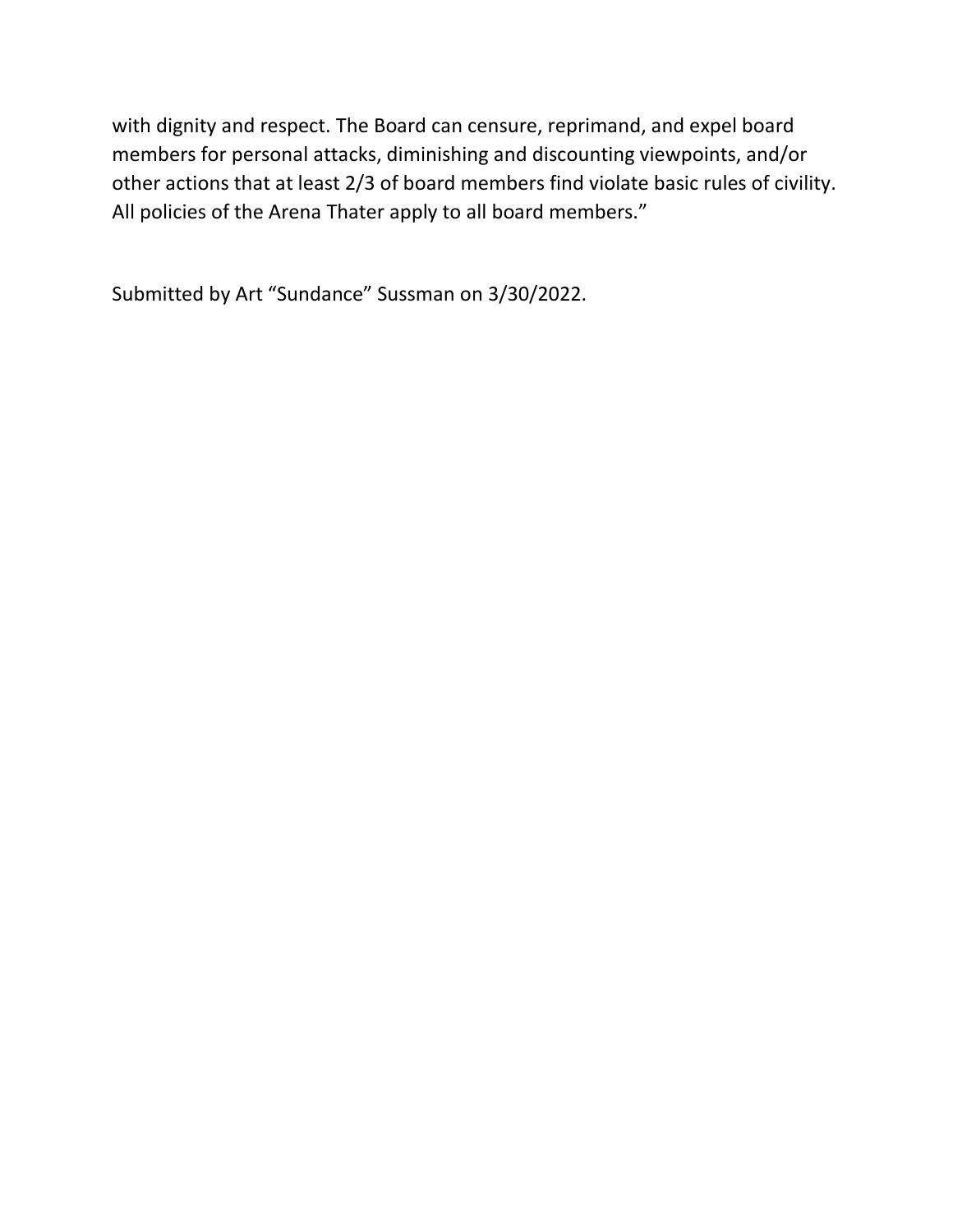with dignity and respect. The Board can censure, reprimand, and expel board members for personal attacks, diminishing and discounting viewpoints, and/or other actions that at least 2/3 of board members find violate basic rules of civility. All policies of the Arena Thater apply to all board members."

Submitted by Art "Sundance" Sussman on 3/30/2022.